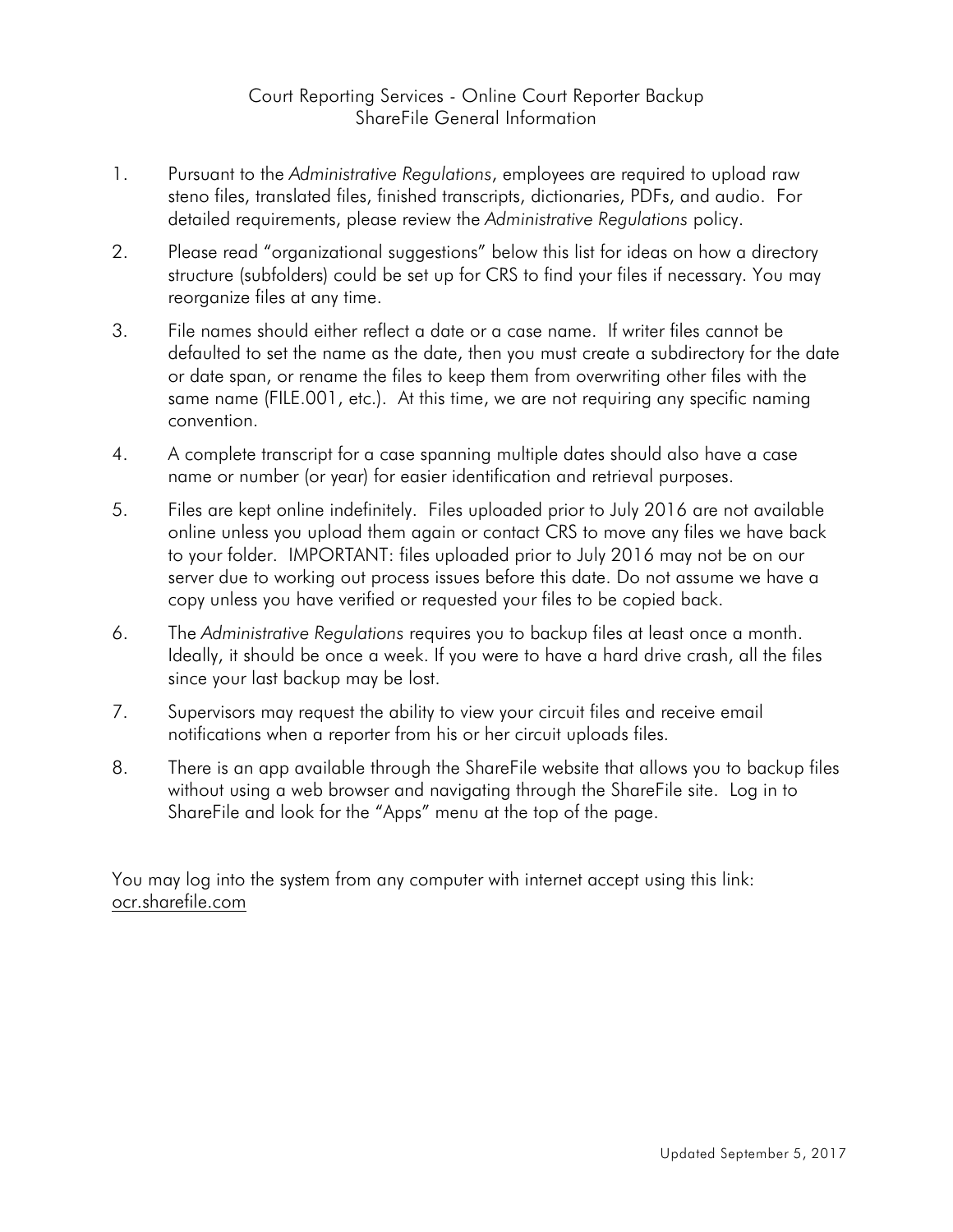# Court Reporting Services - Online Court Reporter Backup
## ShareFile General Information

1. Pursuant to the *Administrative Regulations*, employees are required to upload raw steno files, translated files, finished transcripts, dictionaries, PDFs, and audio. For detailed requirements, please review the *Administrative Regulations* policy.

2. Please read "organizational suggestions" below this list for ideas on how a directory structure (subfolders) could be set up for CRS to find your files if necessary. You may reorganize files at any time.

3. File names should either reflect a date or a case name. If writer files cannot be defaulted to set the name as the date, then you must create a subdirectory for the date or date span, or rename the files to keep them from overwriting other files with the same name (FILE.001, etc.). At this time, we are not requiring any specific naming convention.

4. A complete transcript for a case spanning multiple dates should also have a case name or number (or year) for easier identification and retrieval purposes.

5. Files are kept online indefinitely. Files uploaded prior to July 2016 are not available online unless you upload them again or contact CRS to move any files we have back to your folder. IMPORTANT: files uploaded prior to July 2016 may not be on our server due to working out process issues before this date. Do not assume we have a copy unless you have verified or requested your files to be copied back.

6. The *Administrative Regulations* requires you to backup files at least once a month. Ideally, it should be once a week. If you were to have a hard drive crash, all the files since your last backup may be lost.

7. Supervisors may request the ability to view your circuit files and receive email notifications when a reporter from his or her circuit uploads files.

8. There is an app available through the ShareFile website that allows you to backup files without using a web browser and navigating through the ShareFile site. Log in to ShareFile and look for the "Apps" menu at the top of the page.

You may log into the system from any computer with internet accept using this link: ocr.sharefile.com

Updated September 5, 2017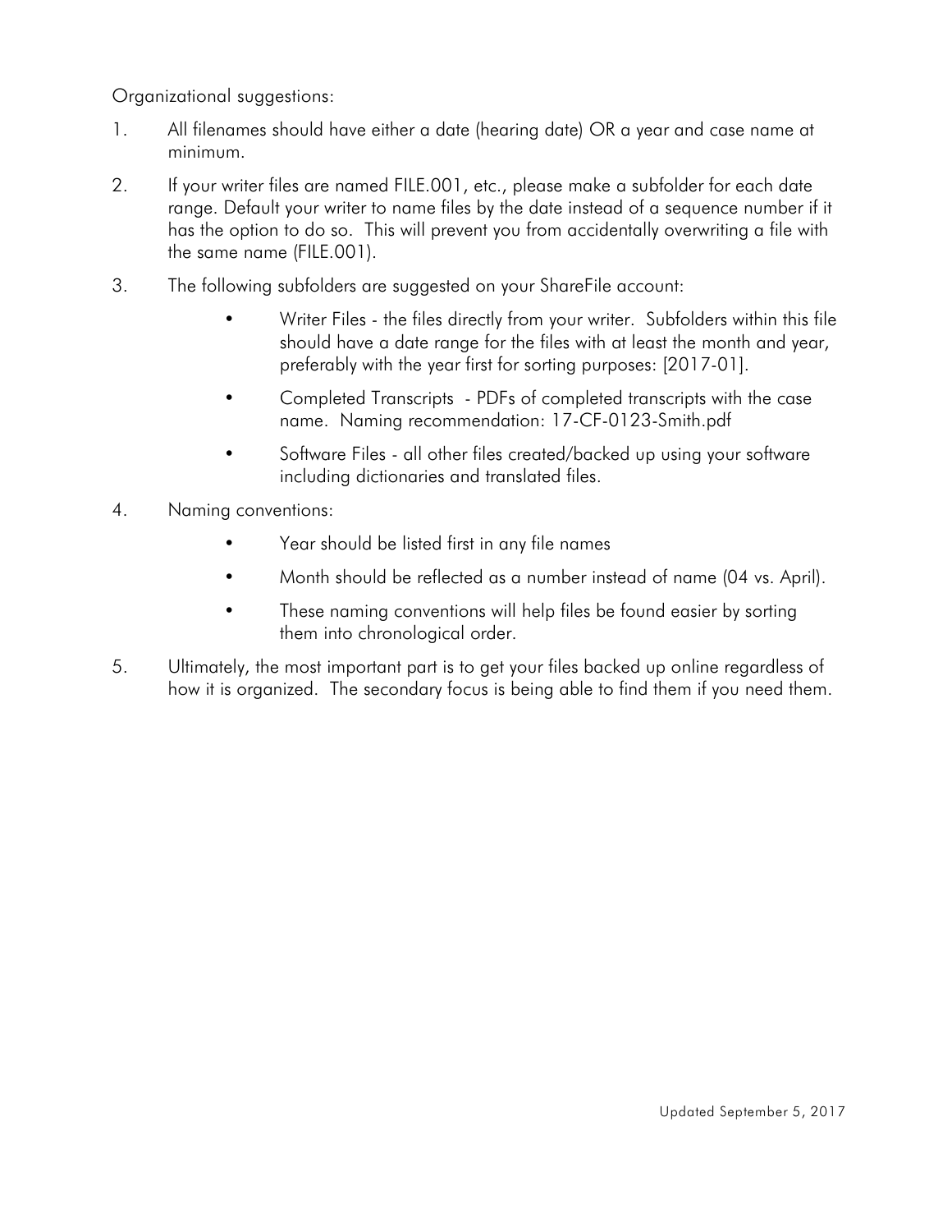Organizational suggestions:

1. All filenames should have either a date (hearing date) OR a year and case name at minimum.

2. If your writer files are named FILE.001, etc., please make a subfolder for each date range. Default your writer to name files by the date instead of a sequence number if it has the option to do so. This will prevent you from accidentally overwriting a file with the same name (FILE.001).

3. The following subfolders are suggested on your ShareFile account:

   - Writer Files - the files directly from your writer. Subfolders within this file should have a date range for the files with at least the month and year, preferably with the year first for sorting purposes: [2017-01].
   - Completed Transcripts - PDFs of completed transcripts with the case name. Naming recommendation: 17-CF-0123-Smith.pdf
   - Software Files - all other files created/backed up using your software including dictionaries and translated files.

4. Naming conventions:

   - Year should be listed first in any file names
   - Month should be reflected as a number instead of name (04 vs. April).
   - These naming conventions will help files be found easier by sorting them into chronological order.

5. Ultimately, the most important part is to get your files backed up online regardless of how it is organized. The secondary focus is being able to find them if you need them.

Updated September 5, 2017